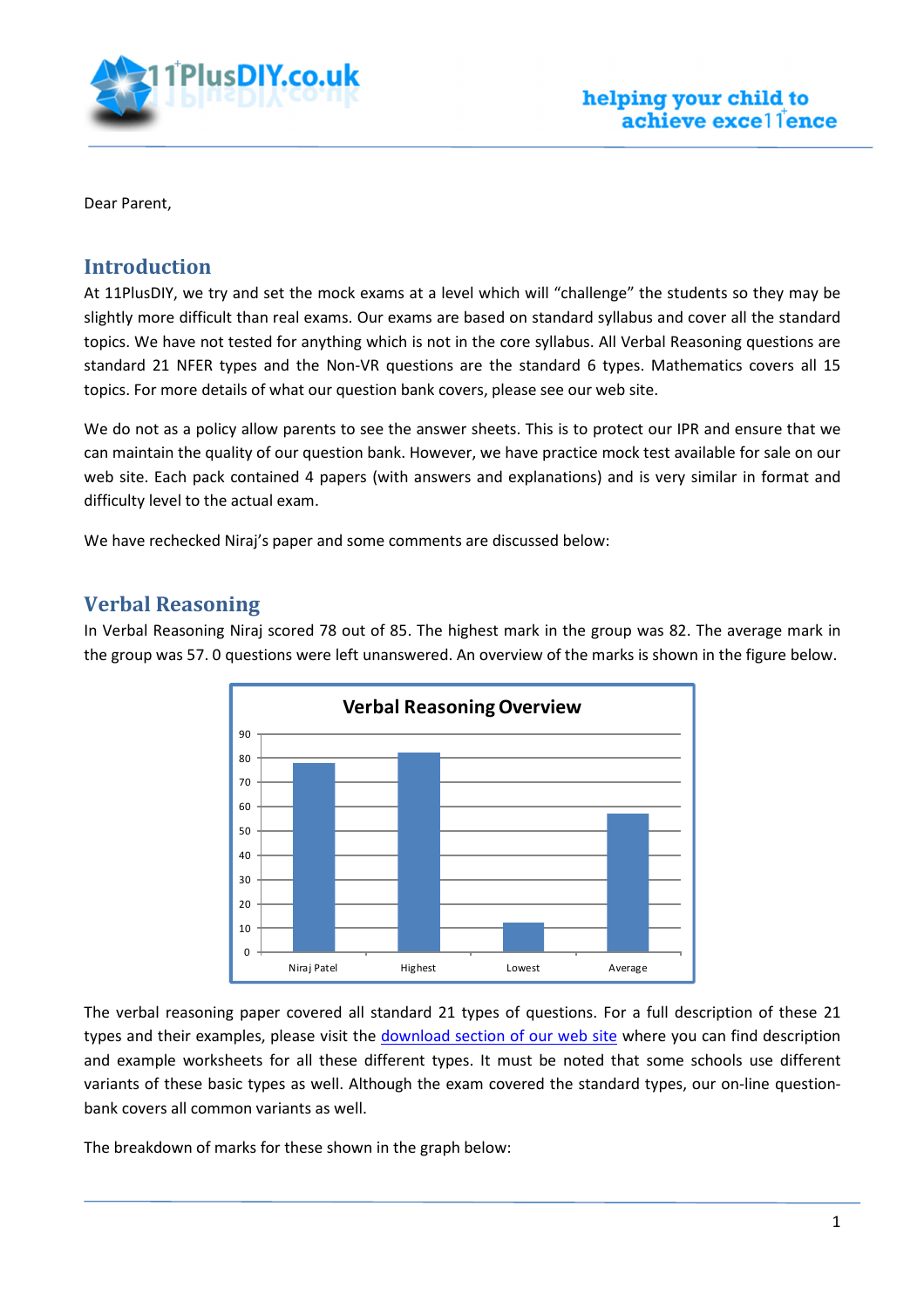Dear Parent,

## Introduction

At 11PlusDIY, we try and set the mock exams at a level which will "challenge" the students so they may be slightly more difficult than real exams. Our exams are based on standard syllabus and cover all the standard topics. We have not tested for anything which is not in the core syllabus. All Verbal Reasoning questions are standard 21 NFER types and the Non-VR questions are the standard 6 types. Mathematics covers all 15 topics. For more details of what our question bank covers, please see our web site.

We do not as a policy allow parents to see the answer sheets. This is to protect our IPR and ensure that we can maintain the quality of our question bank. However, we have practice mock test available for sale on our web site. Each pack contained 4 papers (with answers and explanations) and is very similar in format and difficulty level to the actual exam.

We have rechecked Niraj's paper and some comments are discussed below:

## Verbal Reasoning

In Verbal Reasoning Niraj scored 78 out of 85. The highest mark in the group was 82. The average mark in the group was 57. 0 questions were left unanswered. An overview of the marks is shown in the figure below.

**Verbal Reasoning Overview**

| | Niraj Patel | Highest | Lowest | Average |
|---|---|---|---|---|
| Marks | 78 | 82 | 12 | 57 |

The verbal reasoning paper covered all standard 21 types of questions. For a full description of these 21 types and their examples, please visit the download section of our web site where you can find description and example worksheets for all these different types. It must be noted that some schools use different variants of these basic types as well. Although the exam covered the standard types, our on-line question-bank covers all common variants as well.

The breakdown of marks for these shown in the graph below: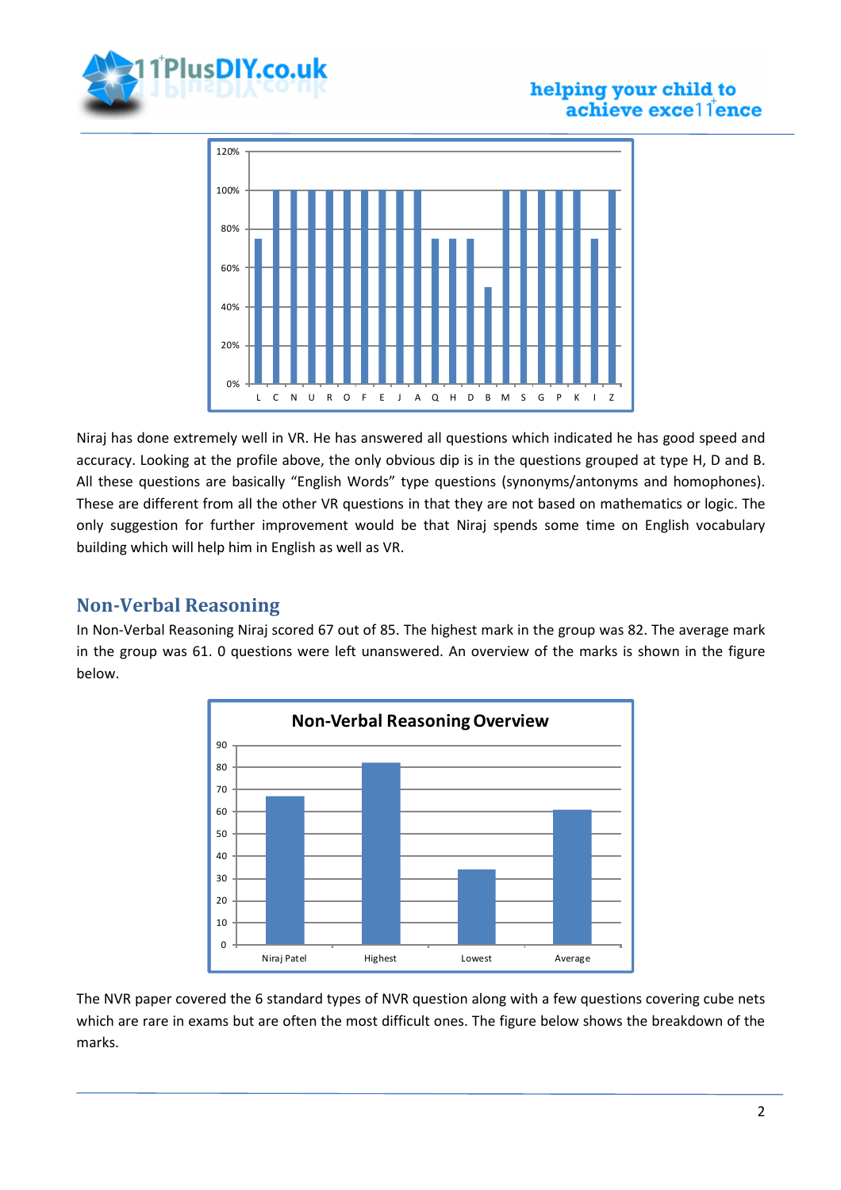Niraj has done extremely well in VR. He has answered all questions which indicated he has good speed and accuracy. Looking at the profile above, the only obvious dip is in the questions grouped at type H, D and B. All these questions are basically “English Words” type questions (synonyms/antonyms and homophones). These are different from all the other VR questions in that they are not based on mathematics or logic. The only suggestion for further improvement would be that Niraj spends some time on English vocabulary building which will help him in English as well as VR.

## Non-Verbal Reasoning

In Non-Verbal Reasoning Niraj scored 67 out of 85. The highest mark in the group was 82. The average mark in the group was 61. 0 questions were left unanswered. An overview of the marks is shown in the figure below.

The NVR paper covered the 6 standard types of NVR question along with a few questions covering cube nets which are rare in exams but are often the most difficult ones. The figure below shows the breakdown of the marks.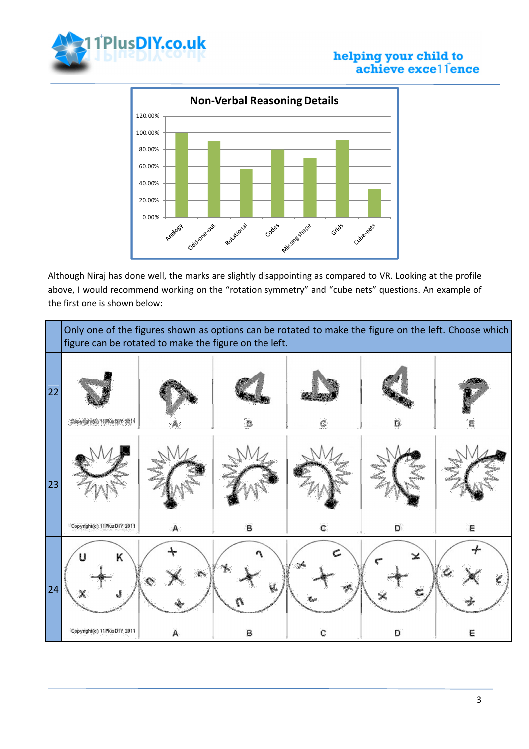**Non-Verbal Reasoning Details**

| Category | Score |
|---|---|
| Analogy | 100.00% |
| Odd-one-out | 90.00% |
| Rotational | 57.00% |
| Codes | 80.00% |
| Missing shape | 70.00% |
| Grids | 91.00% |
| Cube-nets | 33.00% |

Although Niraj has done well, the marks are slightly disappointing as compared to VR. Looking at the profile above, I would recommend working on the "rotation symmetry" and "cube nets" questions. An example of the first one is shown below:

| | Only one of the figures shown as options can be rotated to make the figure on the left. Choose which figure can be rotated to make the figure on the left. | | | | | |
|---|---|---|---|---|---|---|
| 22 | Copyright(c) 11PlusDIY 2011 | A | B | C | D | E |
| 23 | Copyright(c) 11PlusDIY 2011 | A | B | C | D | E |
| 24 | Copyright(c) 11PlusDIY 2011 | A | B | C | D | E |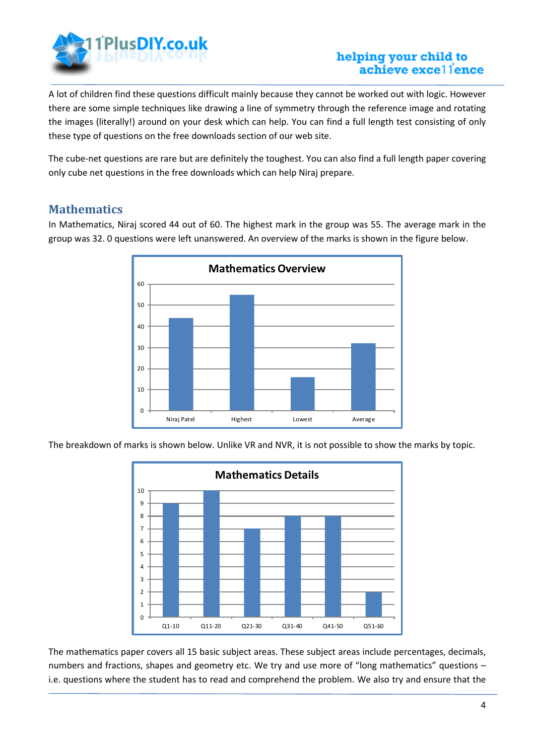A lot of children find these questions difficult mainly because they cannot be worked out with logic. However there are some simple techniques like drawing a line of symmetry through the reference image and rotating the images (literally!) around on your desk which can help. You can find a full length test consisting of only these type of questions on the free downloads section of our web site.

The cube-net questions are rare but are definitely the toughest. You can also find a full length paper covering only cube net questions in the free downloads which can help Niraj prepare.

## Mathematics

In Mathematics, Niraj scored 44 out of 60. The highest mark in the group was 55. The average mark in the group was 32. 0 questions were left unanswered. An overview of the marks is shown in the figure below.

**Mathematics Overview**

| | Niraj Patel | Highest | Lowest | Average |
|---|---|---|---|---|
| Marks | 44 | 55 | 16 | 32 |

The breakdown of marks is shown below. Unlike VR and NVR, it is not possible to show the marks by topic.

**Mathematics Details**

| | Q1-10 | Q11-20 | Q21-30 | Q31-40 | Q41-50 | Q51-60 |
|---|---|---|---|---|---|---|
| Marks | 9 | 10 | 7 | 8 | 8 | 2 |

The mathematics paper covers all 15 basic subject areas. These subject areas include percentages, decimals, numbers and fractions, shapes and geometry etc. We try and use more of "long mathematics" questions – i.e. questions where the student has to read and comprehend the problem. We also try and ensure that the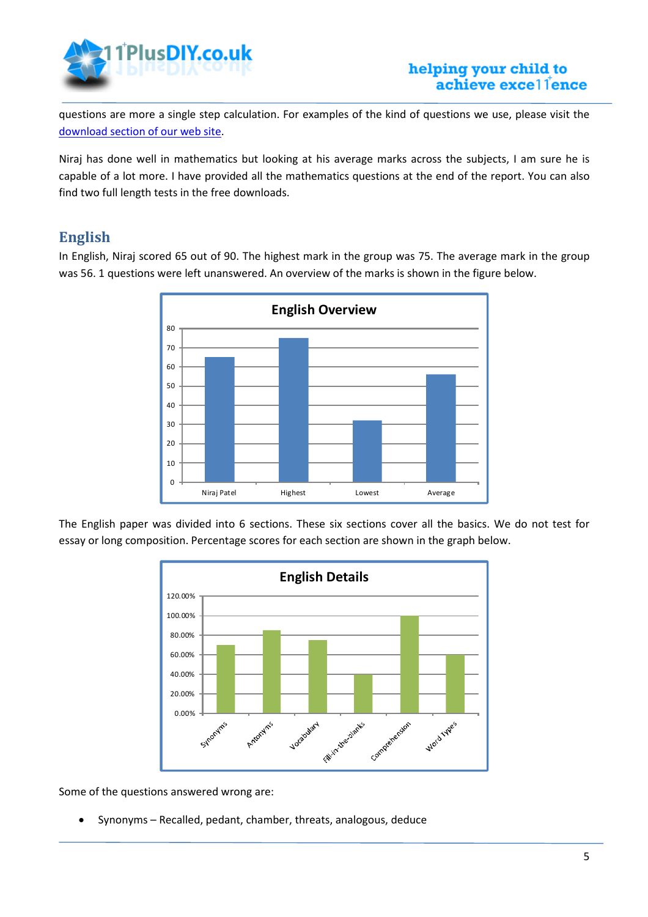questions are more a single step calculation. For examples of the kind of questions we use, please visit the download section of our web site.

Niraj has done well in mathematics but looking at his average marks across the subjects, I am sure he is capable of a lot more. I have provided all the mathematics questions at the end of the report. You can also find two full length tests in the free downloads.

## English

In English, Niraj scored 65 out of 90. The highest mark in the group was 75. The average mark in the group was 56. 1 questions were left unanswered. An overview of the marks is shown in the figure below.

**English Overview**

| | Niraj Patel | Highest | Lowest | Average |
|---|---|---|---|---|
| Marks | 65 | 75 | 32 | 56 |

The English paper was divided into 6 sections. These six sections cover all the basics. We do not test for essay or long composition. Percentage scores for each section are shown in the graph below.

**English Details**

| Synonyms | Antonyms | Vocabulary | Fill-in-the-blanks | Comprehension | Word Types |
|---|---|---|---|---|---|
| 70.00% | 85.00% | 75.00% | 40.00% | 100.00% | 60.00% |

Some of the questions answered wrong are:

- Synonyms – Recalled, pedant, chamber, threats, analogous, deduce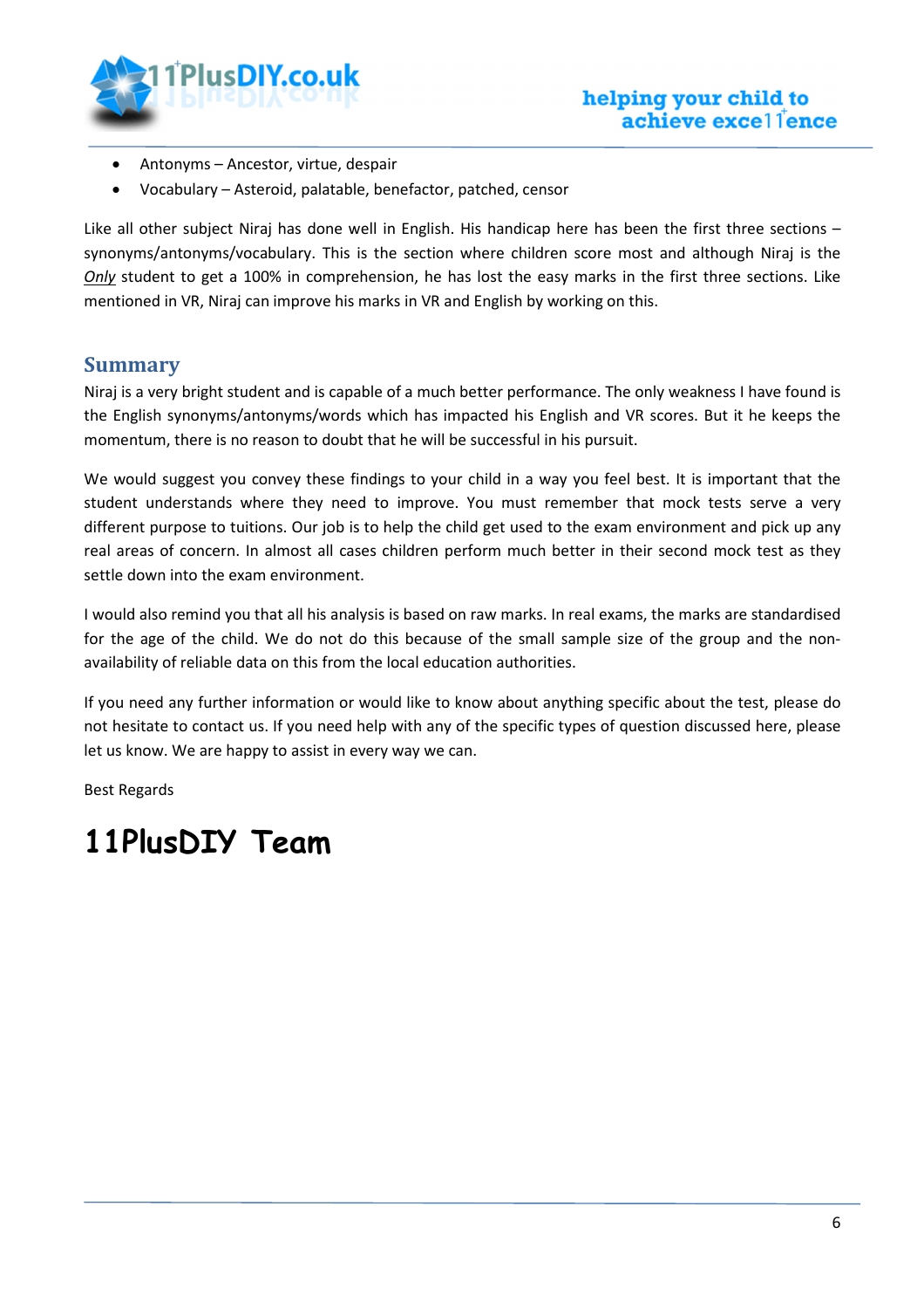- Antonyms – Ancestor, virtue, despair
- Vocabulary – Asteroid, palatable, benefactor, patched, censor

Like all other subject Niraj has done well in English. His handicap here has been the first three sections – synonyms/antonyms/vocabulary. This is the section where children score most and although Niraj is the *Only* student to get a 100% in comprehension, he has lost the easy marks in the first three sections. Like mentioned in VR, Niraj can improve his marks in VR and English by working on this.

## Summary

Niraj is a very bright student and is capable of a much better performance. The only weakness I have found is the English synonyms/antonyms/words which has impacted his English and VR scores. But it he keeps the momentum, there is no reason to doubt that he will be successful in his pursuit.

We would suggest you convey these findings to your child in a way you feel best. It is important that the student understands where they need to improve. You must remember that mock tests serve a very different purpose to tuitions. Our job is to help the child get used to the exam environment and pick up any real areas of concern. In almost all cases children perform much better in their second mock test as they settle down into the exam environment.

I would also remind you that all his analysis is based on raw marks. In real exams, the marks are standardised for the age of the child. We do not do this because of the small sample size of the group and the non-availability of reliable data on this from the local education authorities.

If you need any further information or would like to know about anything specific about the test, please do not hesitate to contact us. If you need help with any of the specific types of question discussed here, please let us know. We are happy to assist in every way we can.

Best Regards

# 11PlusDIY Team